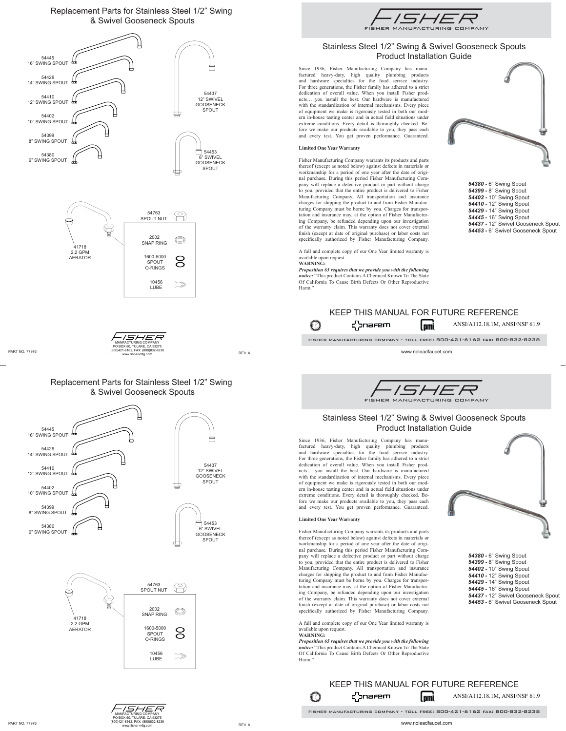# Replacement Parts for Stainless Steel 1/2" Swing & Swivel Gooseneck Spouts

54445
16" SWING SPOUT

54429
14" SWING SPOUT

54410
12" SWING SPOUT

54402
10" SWING SPOUT

54399
8" SWING SPOUT

54380
6" SWING SPOUT

54437
12" SWIVEL GOOSENECK SPOUT

54453
6" SWIVEL GOOSENECK SPOUT

41718
2.2 GPM AERATOR

54763
SPOUT NUT

2002
SNAP RING

1600-5000
SPOUT O-RINGS

10456
LUBE

FISHER MANFACTURING COMPANY
PO BOX 60, TULARE, CA 93275
(800)421-6162, FAX: (800)832-8238
www.fisher-mfg.com

PART NO. 77976

REV. A

# FISHER
FISHER MANUFACTURING COMPANY

## Stainless Steel 1/2" Swing & Swivel Gooseneck Spouts Product Installation Guide

Since 1936, Fisher Manufacturing Company has manufactured heavy-duty, high quality plumbing products and hardware specialties for the food service industry. For three generations, the Fisher family has adhered to a strict dedication of overall value. When you install Fisher products… you install the best. Our hardware is manufactured with the standardization of internal mechanisms. Every piece of equipment we make is rigorously tested in both our modern in-house testing center and in actual field situations under extreme conditions. Every detail is thoroughly checked. Before we make our products available to you, they pass each and every test. You get proven performance. Guaranteed.

**Limited One Year Warranty**

Fisher Manufacturing Company warrants its products and parts thereof (except as noted below) against defects in materials or workmanship for a period of one year after the date of original purchase. During this period Fisher Manufacturing Company will replace a defective product or part without charge to you, provided that the entire product is delivered to Fisher Manufacturing Company. All transportation and insurance charges for shipping the product to and from Fisher Manufacturing Company must be borne by you. Charges for transportation and insurance may, at the option of Fisher Manufacturing Company, be refunded depending upon our investigation of the warranty claim. This warranty does not cover external finish (except at date of original purchase) or labor costs not specifically authorized by Fisher Manufacturing Company.

A full and complete copy of our One Year limited warranty is available upon request.

**WARNING:**

***Proposition 65 requires that we provide you with the following notice:*** "This product Contains A Chemical Known To The State Of California To Cause Birth Defects Or Other Reproductive Harm."

***54380 -*** 6" Swing Spout
***54399 -*** 8" Swing Spout
***54402 -*** 10" Swing Spout
***54410 -*** 12" Swing Spout
***54429 -*** 14" Swing Spout
***54445 -*** 16" Swing Spout
***54437 -*** 12" Swivel Gooseneck Spout
***54453 -*** 6" Swivel Gooseneck Spout

## KEEP THIS MANUAL FOR FUTURE REFERENCE

nafem pmi ANSI/A112.18.1M, ANSI/NSF 61.9

FISHER MANUFACTURING COMPANY - TOLL FREE: 800-421-6162 FAX: 800-832-8238

www.noleadfaucet.com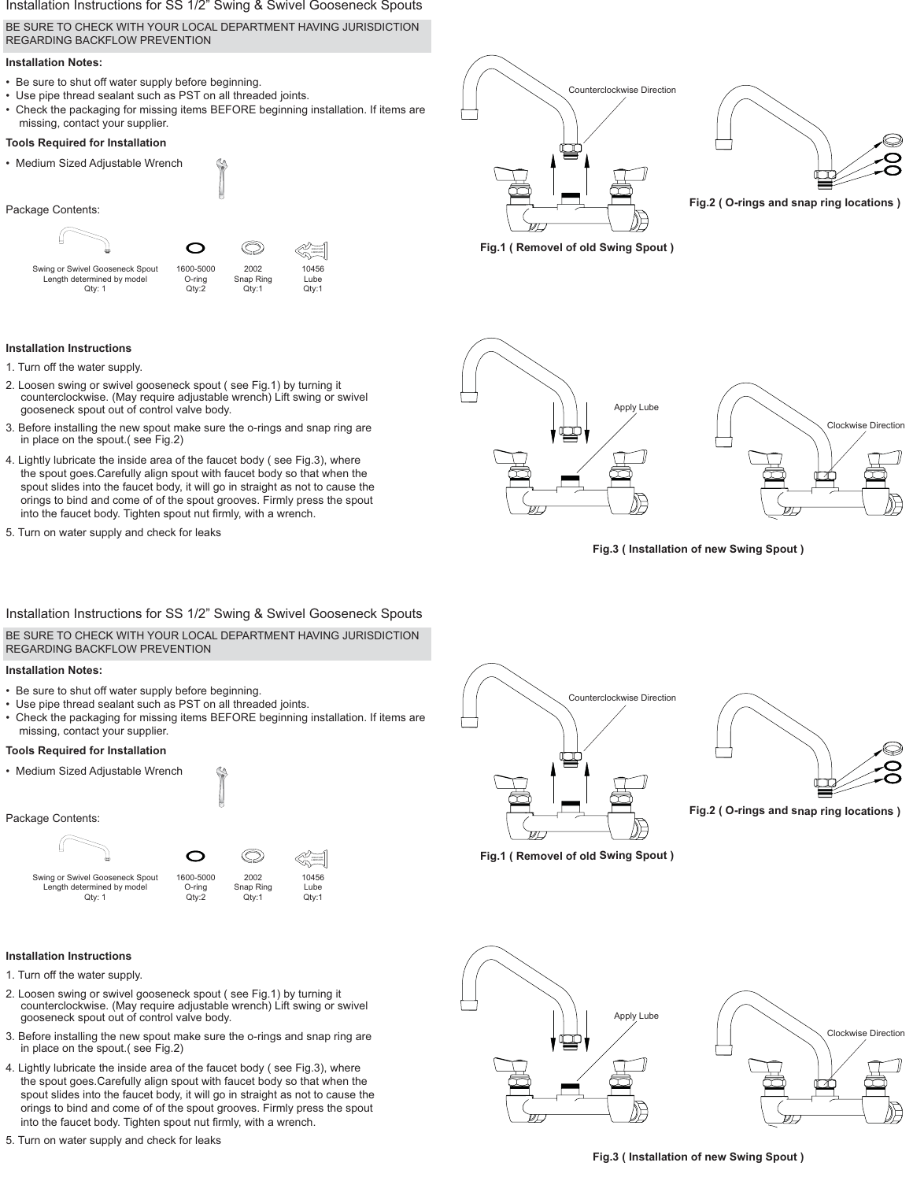# Installation Instructions for SS 1/2" Swing & Swivel Gooseneck Spouts

BE SURE TO CHECK WITH YOUR LOCAL DEPARTMENT HAVING JURISDICTION REGARDING BACKFLOW PREVENTION

**Installation Notes:**

- Be sure to shut off water supply before beginning.
- Use pipe thread sealant such as PST on all threaded joints.
- Check the packaging for missing items BEFORE beginning installation. If items are missing, contact your supplier.

**Tools Required for Installation**

- Medium Sized Adjustable Wrench

Package Contents:

Swing or Swivel Gooseneck Spout
Length determined by model
Qty: 1

1600-5000
O-ring
Qty:2

2002
Snap Ring
Qty:1

10456
Lube
Qty:1

Counterclockwise Direction

Fig.1 ( Removel of old Swing Spout )

Fig.2 ( O-rings and snap ring locations )

**Installation Instructions**

1. Turn off the water supply.
2. Loosen swing or swivel gooseneck spout ( see Fig.1) by turning it counterclockwise. (May require adjustable wrench) Lift swing or swivel gooseneck spout out of control valve body.
3. Before installing the new spout make sure the o-rings and snap ring are in place on the spout.( see Fig.2)
4. Lightly lubricate the inside area of the faucet body ( see Fig.3), where the spout goes.Carefully align spout with faucet body so that when the spout slides into the faucet body, it will go in straight as not to cause the orings to bind and come of of the spout grooves. Firmly press the spout into the faucet body. Tighten spout nut firmly, with a wrench.
5. Turn on water supply and check for leaks

Apply Lube

Clockwise Direction

Fig.3 ( Installation of new Swing Spout )

# Installation Instructions for SS 1/2" Swing & Swivel Gooseneck Spouts

BE SURE TO CHECK WITH YOUR LOCAL DEPARTMENT HAVING JURISDICTION REGARDING BACKFLOW PREVENTION

**Installation Notes:**

- Be sure to shut off water supply before beginning.
- Use pipe thread sealant such as PST on all threaded joints.
- Check the packaging for missing items BEFORE beginning installation. If items are missing, contact your supplier.

**Tools Required for Installation**

- Medium Sized Adjustable Wrench

Package Contents:

Swing or Swivel Gooseneck Spout
Length determined by model
Qty: 1

1600-5000
O-ring
Qty:2

2002
Snap Ring
Qty:1

10456
Lube
Qty:1

Counterclockwise Direction

Fig.1 ( Removel of old Swing Spout )

Fig.2 ( O-rings and snap ring locations )

**Installation Instructions**

1. Turn off the water supply.
2. Loosen swing or swivel gooseneck spout ( see Fig.1) by turning it counterclockwise. (May require adjustable wrench) Lift swing or swivel gooseneck spout out of control valve body.
3. Before installing the new spout make sure the o-rings and snap ring are in place on the spout.( see Fig.2)
4. Lightly lubricate the inside area of the faucet body ( see Fig.3), where the spout goes.Carefully align spout with faucet body so that when the spout slides into the faucet body, it will go in straight as not to cause the orings to bind and come of of the spout grooves. Firmly press the spout into the faucet body. Tighten spout nut firmly, with a wrench.
5. Turn on water supply and check for leaks

Apply Lube

Clockwise Direction

Fig.3 ( Installation of new Swing Spout )